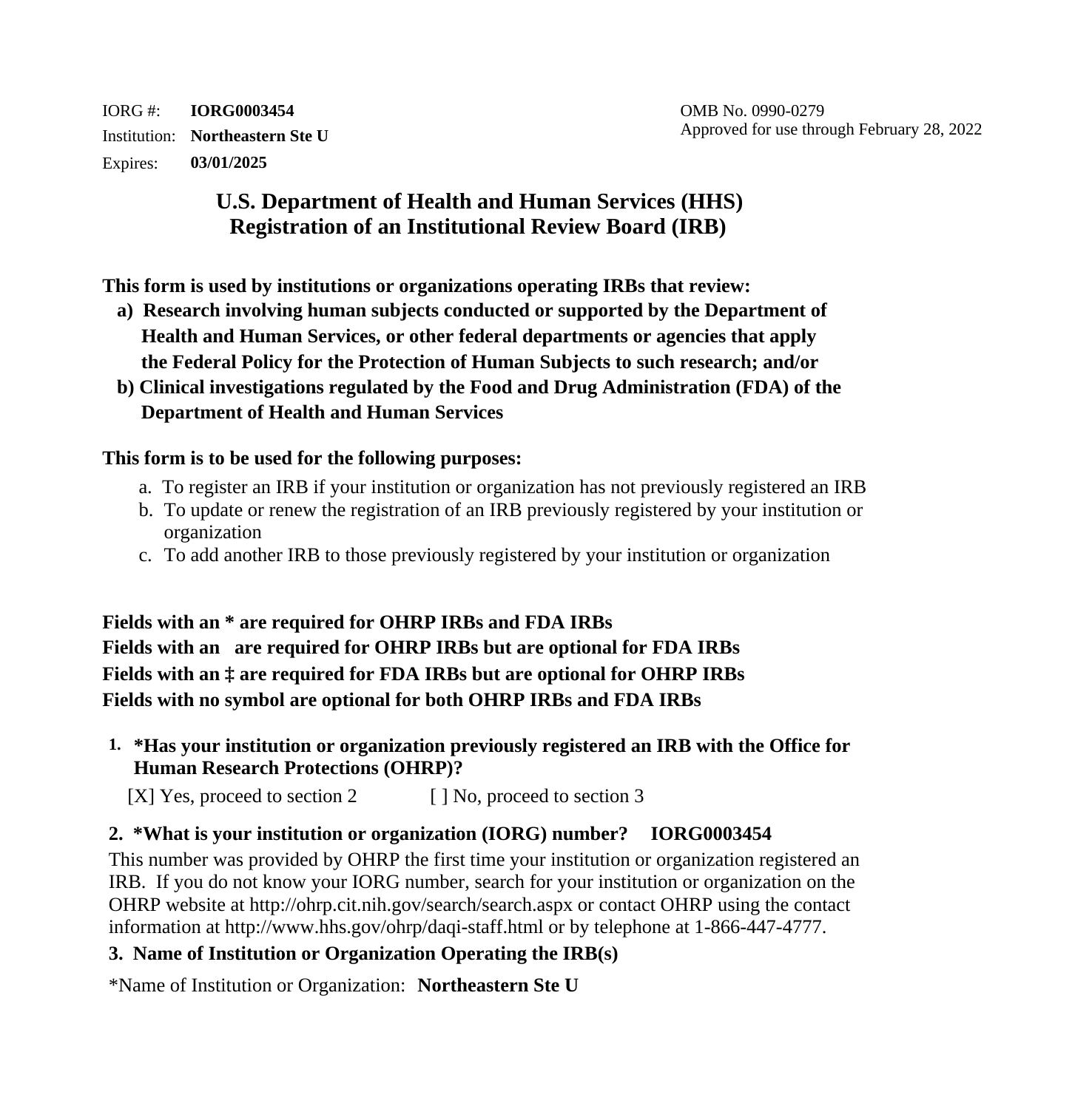IORG #: **IORG0003454**
Institution: **Northeastern Ste U**
Expires: **03/01/2025**

OMB No. 0990-0279
Approved for use through February 28, 2022

# U.S. Department of Health and Human Services (HHS)
# Registration of an Institutional Review Board (IRB)

**This form is used by institutions or organizations operating IRBs that review:**

**a) Research involving human subjects conducted or supported by the Department of Health and Human Services, or other federal departments or agencies that apply the Federal Policy for the Protection of Human Subjects to such research; and/or**

**b) Clinical investigations regulated by the Food and Drug Administration (FDA) of the Department of Health and Human Services**

**This form is to be used for the following purposes:**

a. To register an IRB if your institution or organization has not previously registered an IRB
b. To update or renew the registration of an IRB previously registered by your institution or organization
c. To add another IRB to those previously registered by your institution or organization

**Fields with an * are required for OHRP IRBs and FDA IRBs**
**Fields with an   are required for OHRP IRBs but are optional for FDA IRBs**
**Fields with an ‡ are required for FDA IRBs but are optional for OHRP IRBs**
**Fields with no symbol are optional for both OHRP IRBs and FDA IRBs**

**1. *Has your institution or organization previously registered an IRB with the Office for Human Research Protections (OHRP)?**

[X] Yes, proceed to section 2    [ ] No, proceed to section 3

**2. *What is your institution or organization (IORG) number? IORG0003454**

This number was provided by OHRP the first time your institution or organization registered an IRB. If you do not know your IORG number, search for your institution or organization on the OHRP website at http://ohrp.cit.nih.gov/search/search.aspx or contact OHRP using the contact information at http://www.hhs.gov/ohrp/daqi-staff.html or by telephone at 1-866-447-4777.

**3. Name of Institution or Organization Operating the IRB(s)**

*Name of Institution or Organization: **Northeastern Ste U**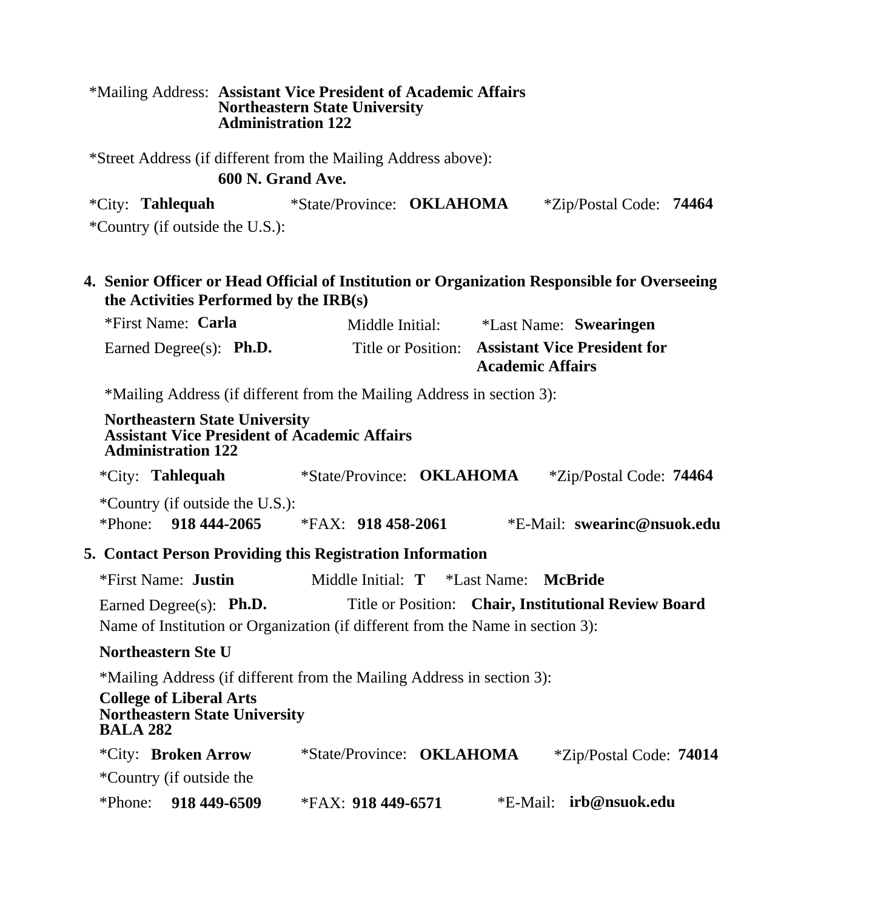*Mailing Address: **Assistant Vice President of Academic Affairs**
**Northeastern State University**
**Administration 122**

*Street Address (if different from the Mailing Address above):
**600 N. Grand Ave.**

*City: **Tahlequah** *State/Province: **OKLAHOMA** *Zip/Postal Code: **74464**

*Country (if outside the U.S.):

## 4. Senior Officer or Head Official of Institution or Organization Responsible for Overseeing the Activities Performed by the IRB(s)

*First Name: **Carla** Middle Initial: *Last Name: **Swearingen**

Earned Degree(s): **Ph.D.** Title or Position: **Assistant Vice President for Academic Affairs**

*Mailing Address (if different from the Mailing Address in section 3):

**Northeastern State University**
**Assistant Vice President of Academic Affairs**
**Administration 122**

*City: **Tahlequah** *State/Province: **OKLAHOMA** *Zip/Postal Code: **74464**

*Country (if outside the U.S.):

*Phone: **918 444-2065** *FAX: **918 458-2061** *E-Mail: **swearinc@nsuok.edu**

## 5. Contact Person Providing this Registration Information

*First Name: **Justin** Middle Initial: **T** *Last Name: **McBride**

Earned Degree(s): **Ph.D.** Title or Position: **Chair, Institutional Review Board**

Name of Institution or Organization (if different from the Name in section 3):

**Northeastern Ste U**

*Mailing Address (if different from the Mailing Address in section 3):

**College of Liberal Arts**
**Northeastern State University**
**BALA 282**

*City: **Broken Arrow** *State/Province: **OKLAHOMA** *Zip/Postal Code: **74014**

*Country (if outside the

*Phone: **918 449-6509** *FAX: **918 449-6571** *E-Mail: **irb@nsuok.edu**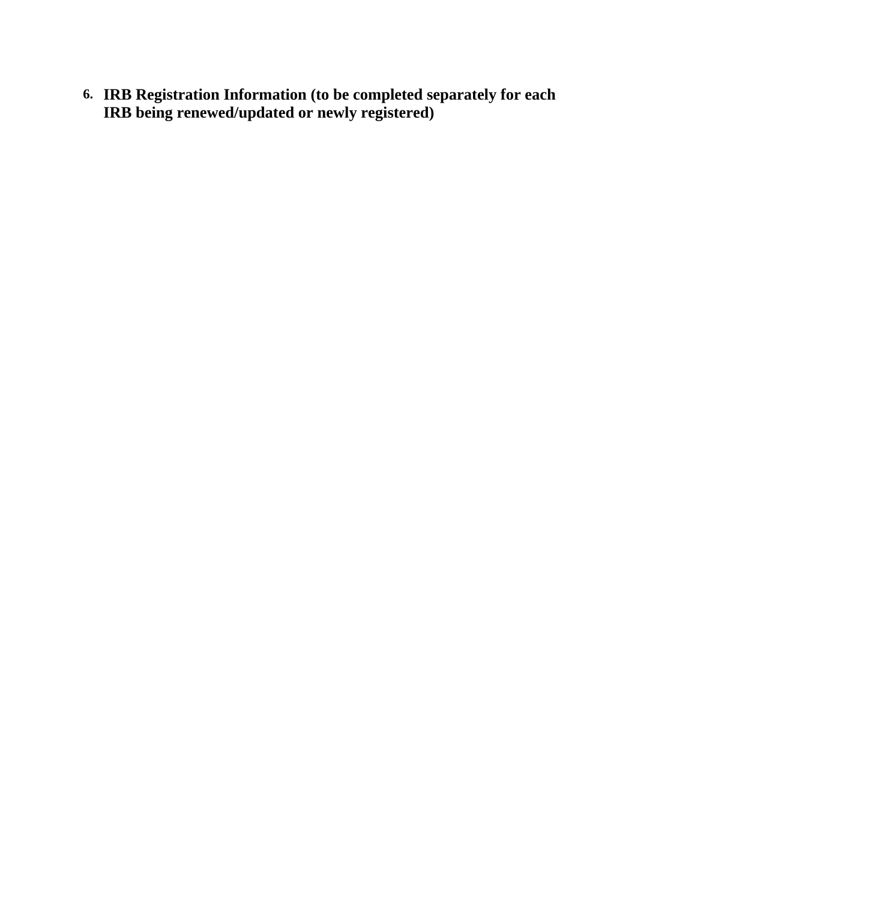6. **IRB Registration Information (to be completed separately for each IRB being renewed/updated or newly registered)**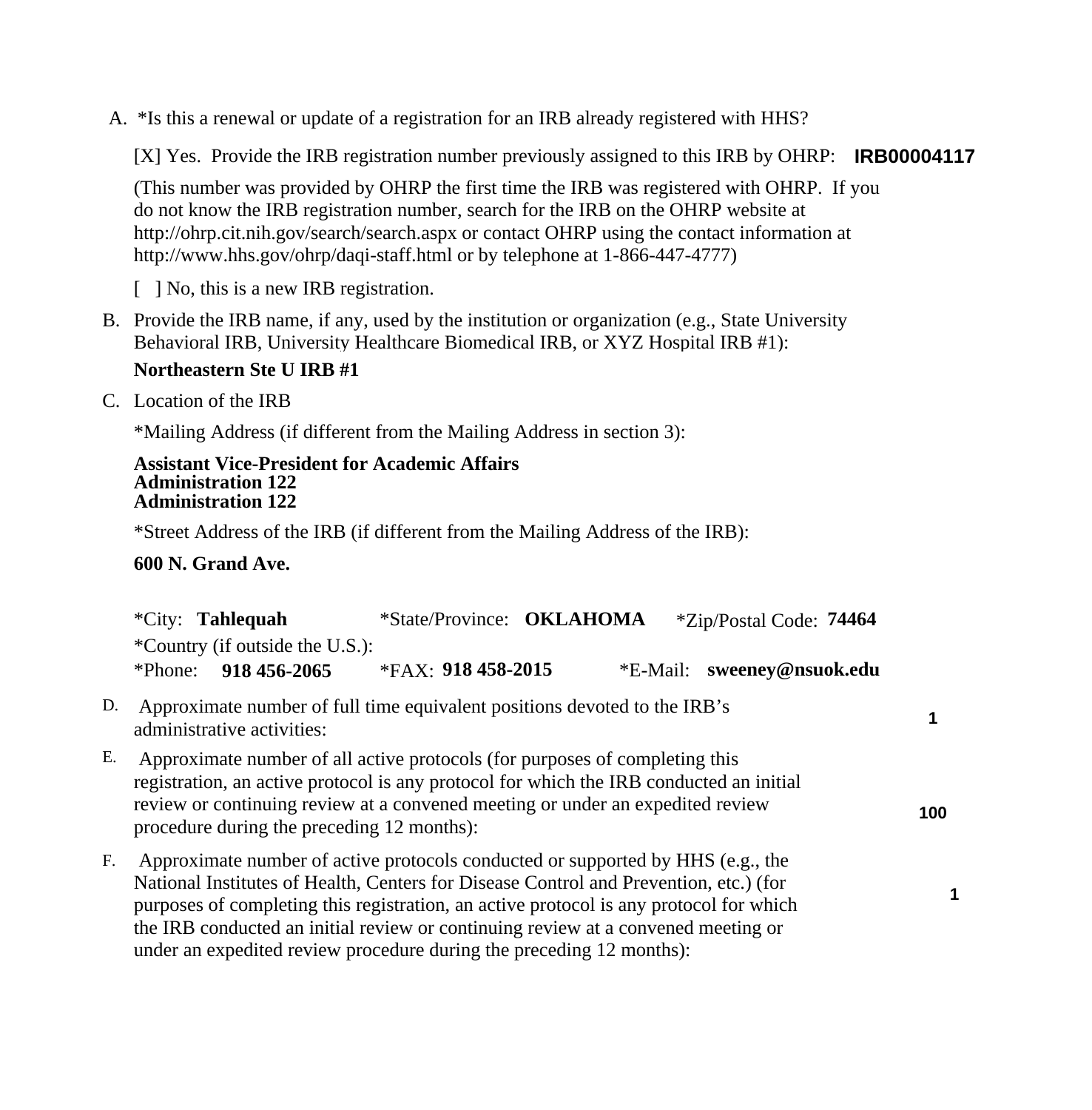A. *Is this a renewal or update of a registration for an IRB already registered with HHS?

[X] Yes. Provide the IRB registration number previously assigned to this IRB by OHRP: **IRB00004117**

(This number was provided by OHRP the first time the IRB was registered with OHRP. If you do not know the IRB registration number, search for the IRB on the OHRP website at http://ohrp.cit.nih.gov/search/search.aspx or contact OHRP using the contact information at http://www.hhs.gov/ohrp/daqi-staff.html or by telephone at 1-866-447-4777)

[ ] No, this is a new IRB registration.

B. Provide the IRB name, if any, used by the institution or organization (e.g., State University Behavioral IRB, University Healthcare Biomedical IRB, or XYZ Hospital IRB #1):

**Northeastern Ste U IRB #1**

C. Location of the IRB

*Mailing Address (if different from the Mailing Address in section 3):

**Assistant Vice-President for Academic Affairs**
**Administration 122**
**Administration 122**

*Street Address of the IRB (if different from the Mailing Address of the IRB):

**600 N. Grand Ave.**

*City: **Tahlequah** *State/Province: **OKLAHOMA** *Zip/Postal Code: **74464**

*Country (if outside the U.S.):

*Phone: **918 456-2065** *FAX: **918 458-2015** *E-Mail: **sweeney@nsuok.edu**

D. Approximate number of full time equivalent positions devoted to the IRB's administrative activities: **1**

E. Approximate number of all active protocols (for purposes of completing this registration, an active protocol is any protocol for which the IRB conducted an initial review or continuing review at a convened meeting or under an expedited review procedure during the preceding 12 months): **100**

F. Approximate number of active protocols conducted or supported by HHS (e.g., the National Institutes of Health, Centers for Disease Control and Prevention, etc.) (for purposes of completing this registration, an active protocol is any protocol for which the IRB conducted an initial review or continuing review at a convened meeting or under an expedited review procedure during the preceding 12 months): **1**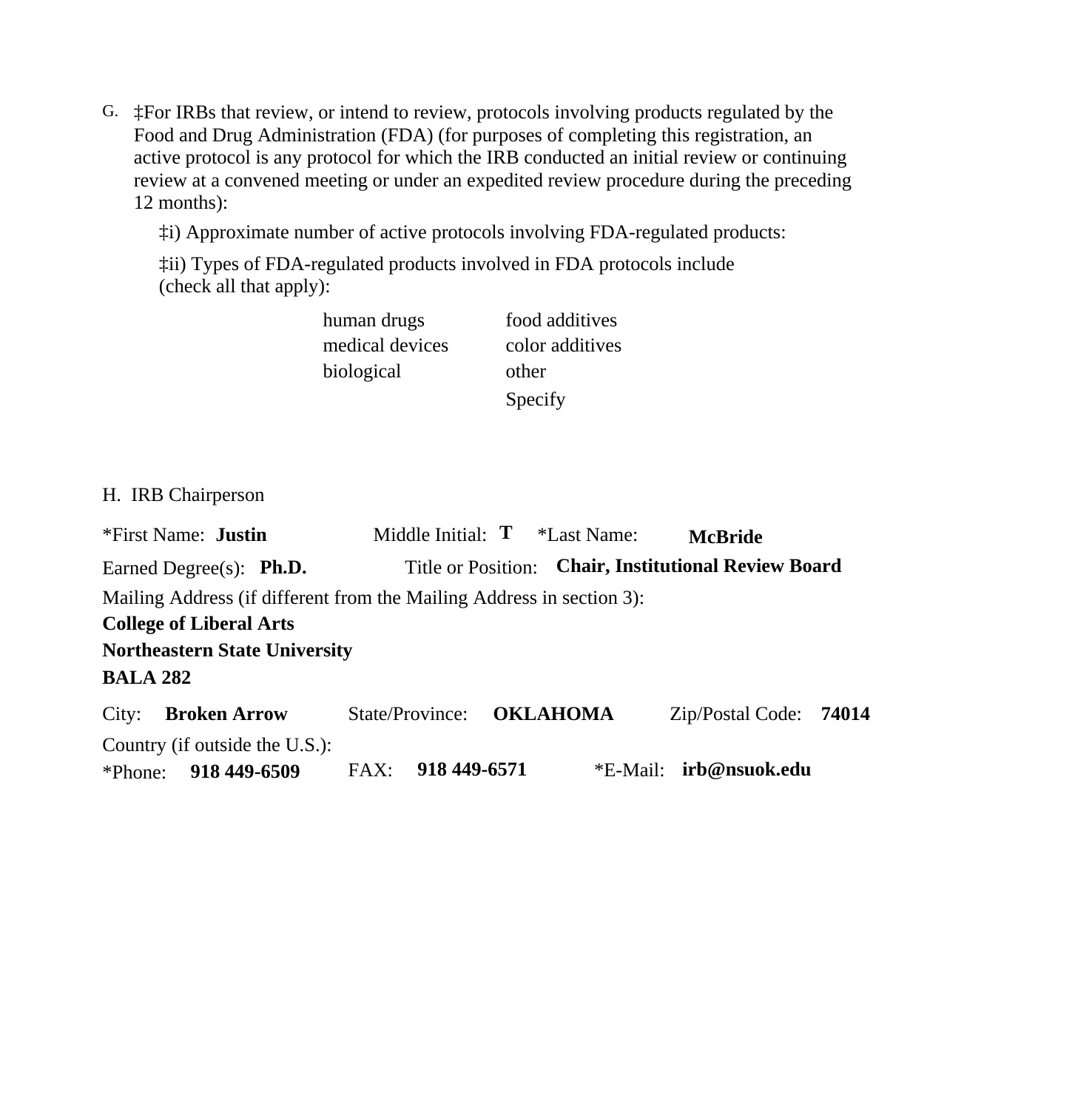G. ‡For IRBs that review, or intend to review, protocols involving products regulated by the Food and Drug Administration (FDA) (for purposes of completing this registration, an active protocol is any protocol for which the IRB conducted an initial review or continuing review at a convened meeting or under an expedited review procedure during the preceding 12 months):

‡i) Approximate number of active protocols involving FDA-regulated products:

‡ii) Types of FDA-regulated products involved in FDA protocols include (check all that apply):

| | |
|---|---|
| human drugs | food additives |
| medical devices | color additives |
| biological | other |
| | Specify |

H. IRB Chairperson

*First Name: **Justin** Middle Initial: **T** *Last Name: **McBride**

Earned Degree(s): **Ph.D.** Title or Position: **Chair, Institutional Review Board**

Mailing Address (if different from the Mailing Address in section 3):

**College of Liberal Arts**
**Northeastern State University**
**BALA 282**

City: **Broken Arrow** State/Province: **OKLAHOMA** Zip/Postal Code: **74014**

Country (if outside the U.S.):

*Phone: **918 449-6509** FAX: **918 449-6571** *E-Mail: **irb@nsuok.edu**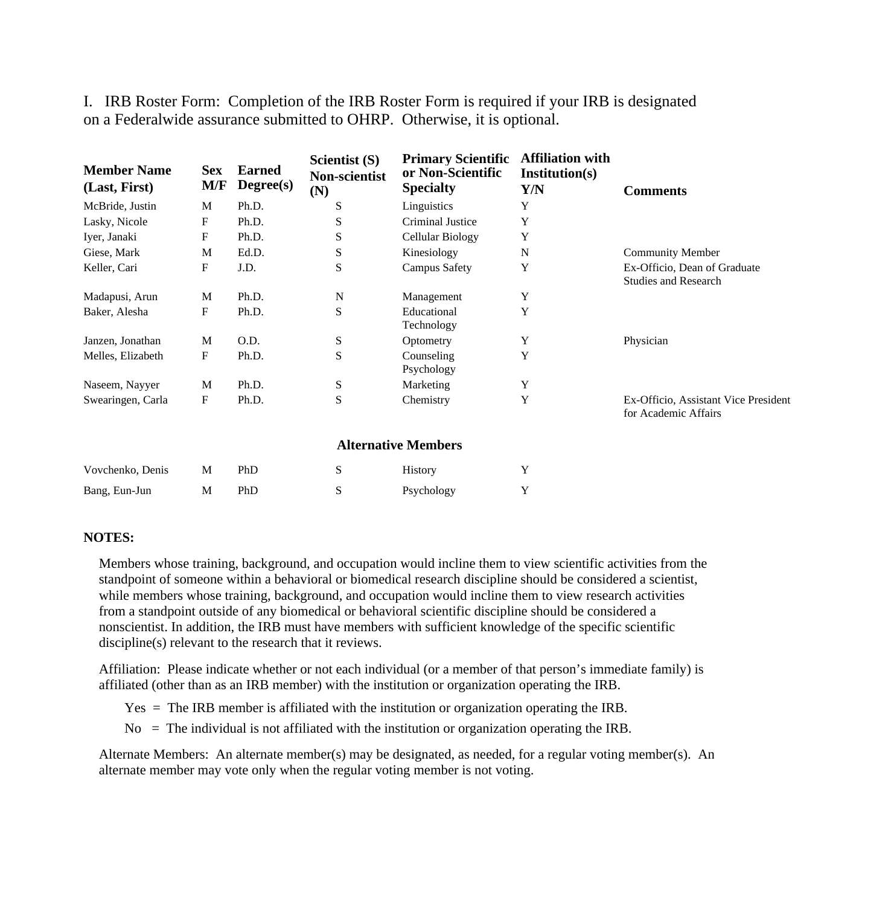I. IRB Roster Form: Completion of the IRB Roster Form is required if your IRB is designated on a Federalwide assurance submitted to OHRP. Otherwise, it is optional.

| Member Name (Last, First) | Sex M/F | Earned Degree(s) | Scientist (S) Non-scientist (N) | Primary Scientific or Non-Scientific Specialty | Affiliation with Institution(s) Y/N | Comments |
|---|---|---|---|---|---|---|
| McBride, Justin | M | Ph.D. | S | Linguistics | Y | |
| Lasky, Nicole | F | Ph.D. | S | Criminal Justice | Y | |
| Iyer, Janaki | F | Ph.D. | S | Cellular Biology | Y | |
| Giese, Mark | M | Ed.D. | S | Kinesiology | N | Community Member |
| Keller, Cari | F | J.D. | S | Campus Safety | Y | Ex-Officio, Dean of Graduate Studies and Research |
| Madapusi, Arun | M | Ph.D. | N | Management | Y | |
| Baker, Alesha | F | Ph.D. | S | Educational Technology | Y | |
| Janzen, Jonathan | M | O.D. | S | Optometry | Y | Physician |
| Melles, Elizabeth | F | Ph.D. | S | Counseling Psychology | Y | |
| Naseem, Nayyer | M | Ph.D. | S | Marketing | Y | |
| Swearingen, Carla | F | Ph.D. | S | Chemistry | Y | Ex-Officio, Assistant Vice President for Academic Affairs |
| | | | | **Alternative Members** | | |
| Vovchenko, Denis | M | PhD | S | History | Y | |
| Bang, Eun-Jun | M | PhD | S | Psychology | Y | |

**NOTES:**

Members whose training, background, and occupation would incline them to view scientific activities from the standpoint of someone within a behavioral or biomedical research discipline should be considered a scientist, while members whose training, background, and occupation would incline them to view research activities from a standpoint outside of any biomedical or behavioral scientific discipline should be considered a nonscientist. In addition, the IRB must have members with sufficient knowledge of the specific scientific discipline(s) relevant to the research that it reviews.

Affiliation: Please indicate whether or not each individual (or a member of that person's immediate family) is affiliated (other than as an IRB member) with the institution or organization operating the IRB.

Yes = The IRB member is affiliated with the institution or organization operating the IRB.

No = The individual is not affiliated with the institution or organization operating the IRB.

Alternate Members: An alternate member(s) may be designated, as needed, for a regular voting member(s). An alternate member may vote only when the regular voting member is not voting.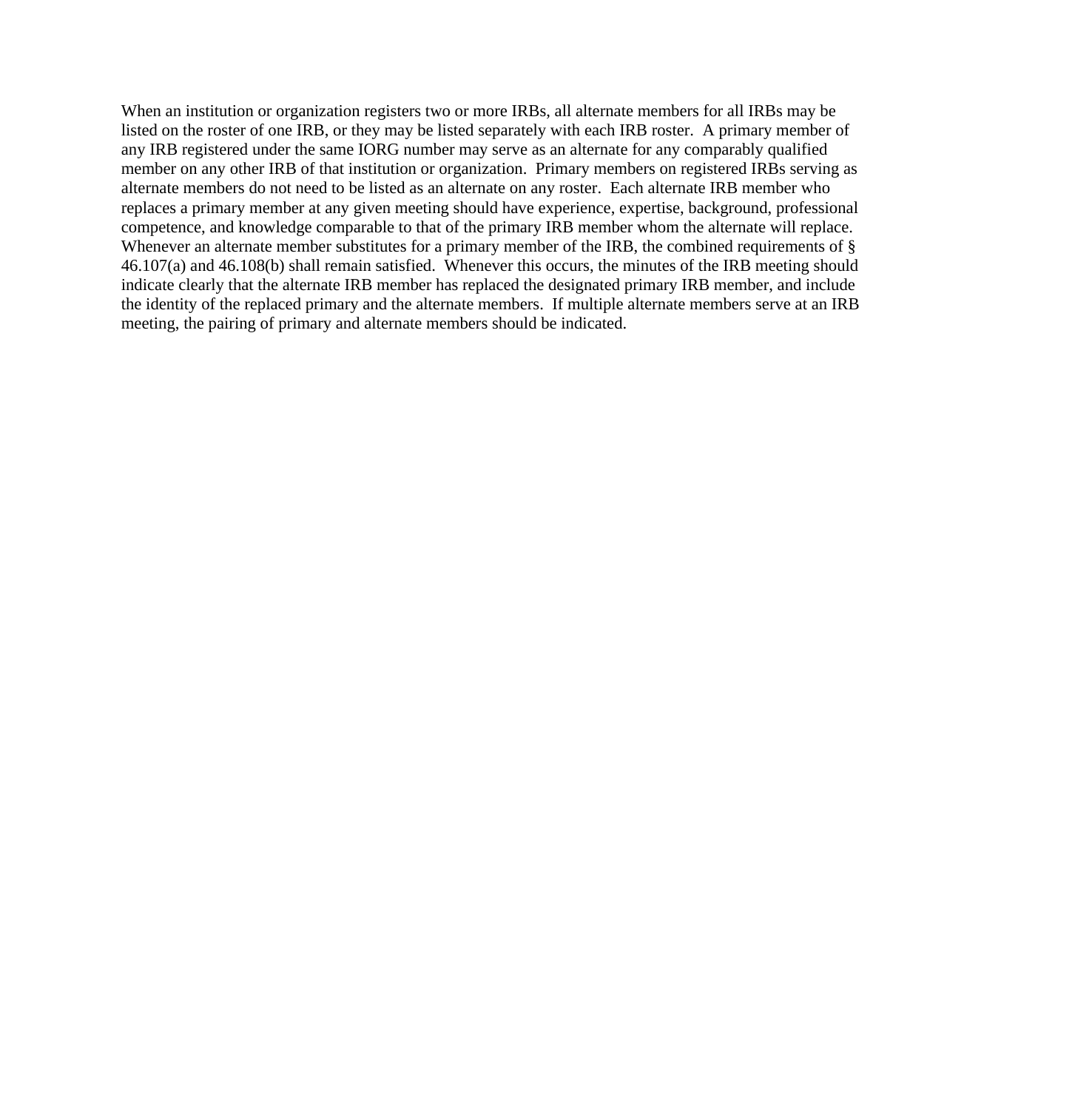When an institution or organization registers two or more IRBs, all alternate members for all IRBs may be listed on the roster of one IRB, or they may be listed separately with each IRB roster. A primary member of any IRB registered under the same IORG number may serve as an alternate for any comparably qualified member on any other IRB of that institution or organization. Primary members on registered IRBs serving as alternate members do not need to be listed as an alternate on any roster. Each alternate IRB member who replaces a primary member at any given meeting should have experience, expertise, background, professional competence, and knowledge comparable to that of the primary IRB member whom the alternate will replace. Whenever an alternate member substitutes for a primary member of the IRB, the combined requirements of § 46.107(a) and 46.108(b) shall remain satisfied. Whenever this occurs, the minutes of the IRB meeting should indicate clearly that the alternate IRB member has replaced the designated primary IRB member, and include the identity of the replaced primary and the alternate members. If multiple alternate members serve at an IRB meeting, the pairing of primary and alternate members should be indicated.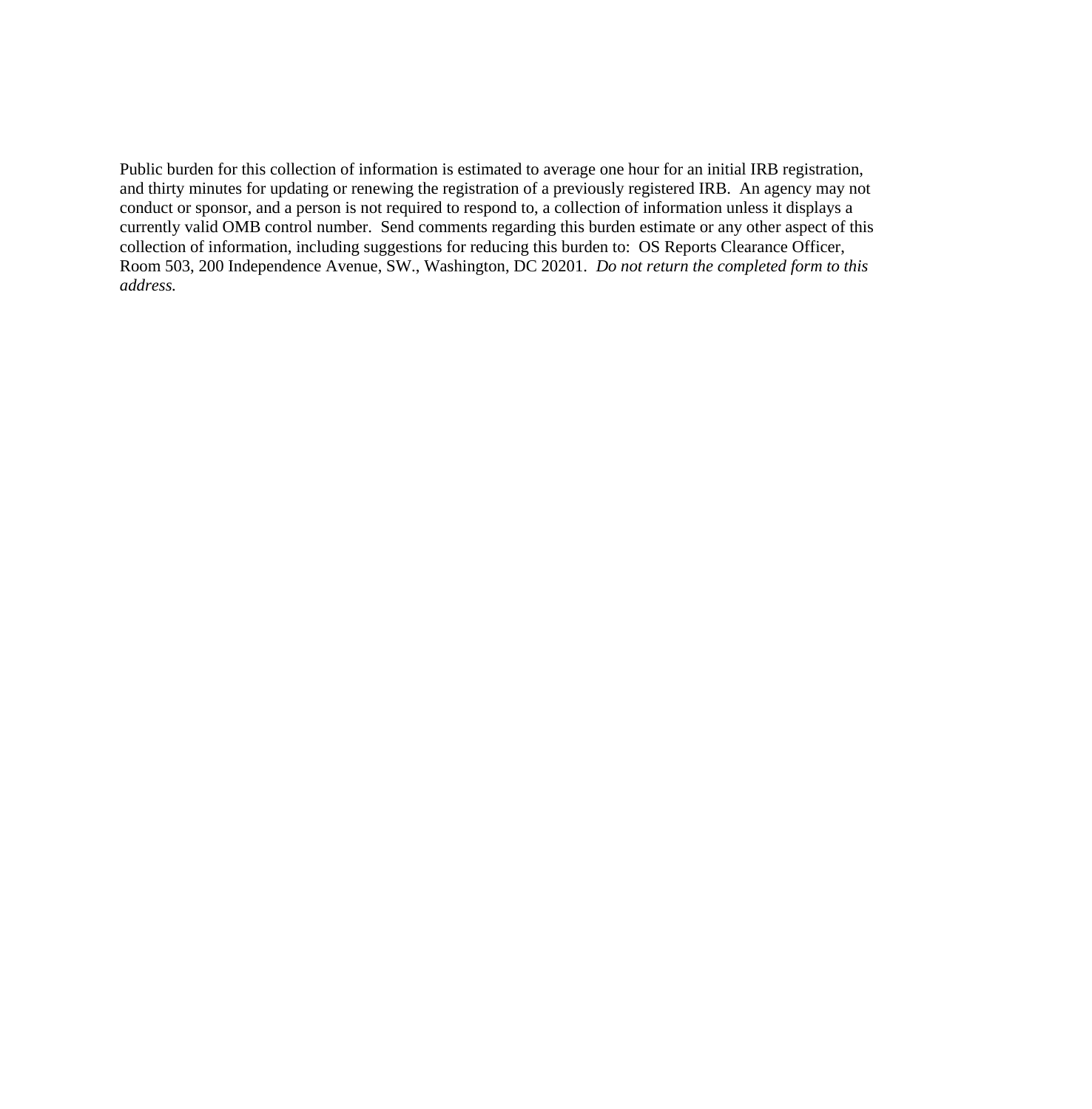Public burden for this collection of information is estimated to average one hour for an initial IRB registration, and thirty minutes for updating or renewing the registration of a previously registered IRB. An agency may not conduct or sponsor, and a person is not required to respond to, a collection of information unless it displays a currently valid OMB control number. Send comments regarding this burden estimate or any other aspect of this collection of information, including suggestions for reducing this burden to: OS Reports Clearance Officer, Room 503, 200 Independence Avenue, SW., Washington, DC 20201. *Do not return the completed form to this address.*